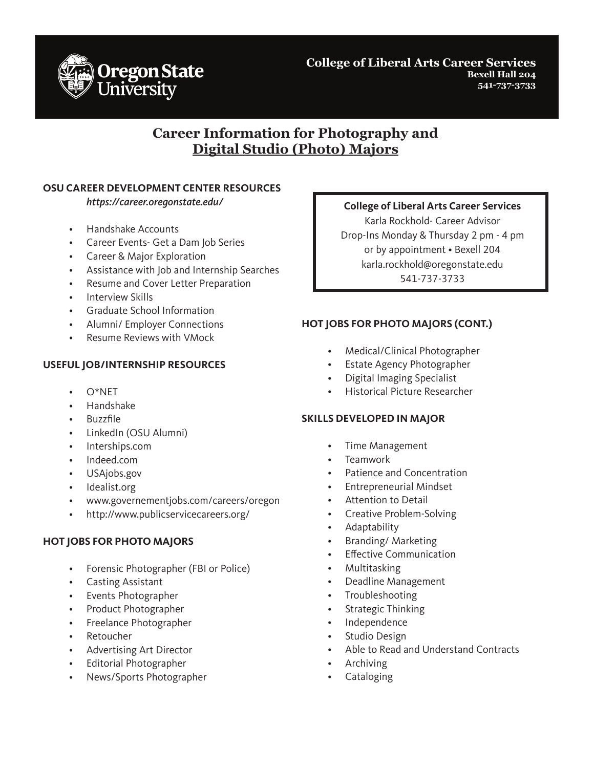Oregon State University

**College of Liberal Arts Career Services**
**Bexell Hall 204**
**541-737-3733**

# Career Information for Photography and Digital Studio (Photo) Majors

## OSU CAREER DEVELOPMENT CENTER RESOURCES

*https://career.oregonstate.edu/*

- Handshake Accounts
- Career Events- Get a Dam Job Series
- Career & Major Exploration
- Assistance with Job and Internship Searches
- Resume and Cover Letter Preparation
- Interview Skills
- Graduate School Information
- Alumni/ Employer Connections
- Resume Reviews with VMock

## USEFUL JOB/INTERNSHIP RESOURCES

- O*NET
- Handshake
- Buzzfile
- LinkedIn (OSU Alumni)
- Interships.com
- Indeed.com
- USAjobs.gov
- Idealist.org
- www.governementjobs.com/careers/oregon
- http://www.publicservicecareers.org/

## HOT JOBS FOR PHOTO MAJORS

- Forensic Photographer (FBI or Police)
- Casting Assistant
- Events Photographer
- Product Photographer
- Freelance Photographer
- Retoucher
- Advertising Art Director
- Editorial Photographer
- News/Sports Photographer

**College of Liberal Arts Career Services**
Karla Rockhold- Career Advisor
Drop-Ins Monday & Thursday 2 pm - 4 pm
or by appointment • Bexell 204
karla.rockhold@oregonstate.edu
541-737-3733

## HOT JOBS FOR PHOTO MAJORS (CONT.)

- Medical/Clinical Photographer
- Estate Agency Photographer
- Digital Imaging Specialist
- Historical Picture Researcher

## SKILLS DEVELOPED IN MAJOR

- Time Management
- Teamwork
- Patience and Concentration
- Entrepreneurial Mindset
- Attention to Detail
- Creative Problem-Solving
- Adaptability
- Branding/ Marketing
- Effective Communication
- Multitasking
- Deadline Management
- Troubleshooting
- Strategic Thinking
- Independence
- Studio Design
- Able to Read and Understand Contracts
- Archiving
- Cataloging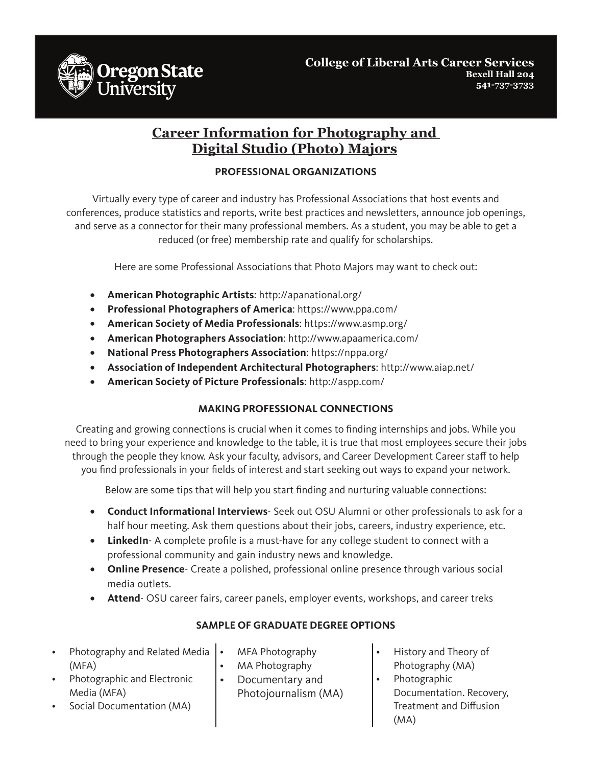College of Liberal Arts Career Services
Bexell Hall 204
541-737-3733

# Career Information for Photography and Digital Studio (Photo) Majors

## PROFESSIONAL ORGANIZATIONS

Virtually every type of career and industry has Professional Associations that host events and conferences, produce statistics and reports, write best practices and newsletters, announce job openings, and serve as a connector for their many professional members. As a student, you may be able to get a reduced (or free) membership rate and qualify for scholarships.

Here are some Professional Associations that Photo Majors may want to check out:

- **American Photographic Artists**: http://apanational.org/
- **Professional Photographers of America**: https://www.ppa.com/
- **American Society of Media Professionals**: https://www.asmp.org/
- **American Photographers Association**: http://www.apaamerica.com/
- **National Press Photographers Association**: https://nppa.org/
- **Association of Independent Architectural Photographers**: http://www.aiap.net/
- **American Society of Picture Professionals**: http://aspp.com/

## MAKING PROFESSIONAL CONNECTIONS

Creating and growing connections is crucial when it comes to finding internships and jobs. While you need to bring your experience and knowledge to the table, it is true that most employees secure their jobs through the people they know. Ask your faculty, advisors, and Career Development Career staff to help you find professionals in your fields of interest and start seeking out ways to expand your network.

Below are some tips that will help you start finding and nurturing valuable connections:

- **Conduct Informational Interviews**- Seek out OSU Alumni or other professionals to ask for a half hour meeting. Ask them questions about their jobs, careers, industry experience, etc.
- **LinkedIn**- A complete profile is a must-have for any college student to connect with a professional community and gain industry news and knowledge.
- **Online Presence**- Create a polished, professional online presence through various social media outlets.
- **Attend**- OSU career fairs, career panels, employer events, workshops, and career treks

## SAMPLE OF GRADUATE DEGREE OPTIONS

- Photography and Related Media (MFA)
- Photographic and Electronic Media (MFA)
- Social Documentation (MA)
- MFA Photography
- MA Photography
- Documentary and Photojournalism (MA)
- History and Theory of Photography (MA)
- Photographic Documentation. Recovery, Treatment and Diffusion (MA)